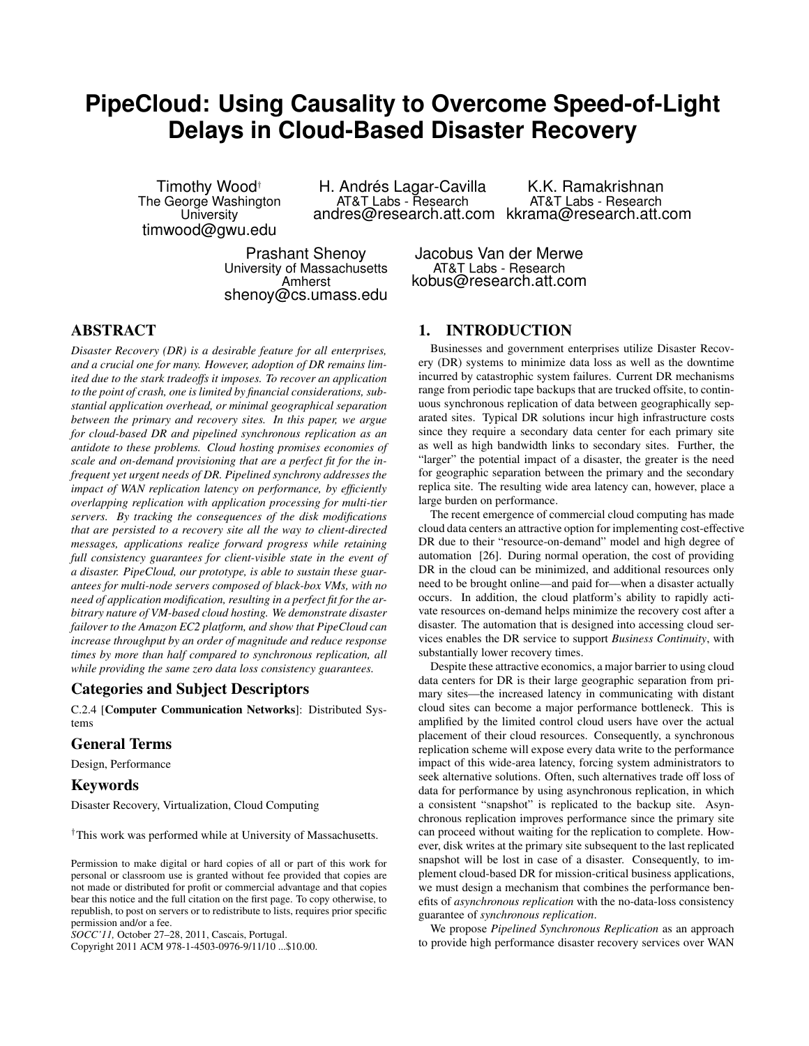# PipeCloud: Using Causality to Overcome Speed-of-Light Delays in Cloud-Based Disaster Recovery

Timothy Wood[†]
The George Washington University
timwood@gwu.edu

H. Andrés Lagar-Cavilla
AT&T Labs - Research
andres@research.att.com

K.K. Ramakrishnan
AT&T Labs - Research
kkrama@research.att.com

Prashant Shenoy
University of Massachusetts Amherst
shenoy@cs.umass.edu

Jacobus Van der Merwe
AT&T Labs - Research
kobus@research.att.com

## ABSTRACT

*Disaster Recovery (DR) is a desirable feature for all enterprises, and a crucial one for many. However, adoption of DR remains limited due to the stark tradeoffs it imposes. To recover an application to the point of crash, one is limited by financial considerations, substantial application overhead, or minimal geographical separation between the primary and recovery sites. In this paper, we argue for cloud-based DR and pipelined synchronous replication as an antidote to these problems. Cloud hosting promises economies of scale and on-demand provisioning that are a perfect fit for the infrequent yet urgent needs of DR. Pipelined synchrony addresses the impact of WAN replication latency on performance, by efficiently overlapping replication with application processing for multi-tier servers. By tracking the consequences of the disk modifications that are persisted to a recovery site all the way to client-directed messages, applications realize forward progress while retaining full consistency guarantees for client-visible state in the event of a disaster. PipeCloud, our prototype, is able to sustain these guarantees for multi-node servers composed of black-box VMs, with no need of application modification, resulting in a perfect fit for the arbitrary nature of VM-based cloud hosting. We demonstrate disaster failover to the Amazon EC2 platform, and show that PipeCloud can increase throughput by an order of magnitude and reduce response times by more than half compared to synchronous replication, all while providing the same zero data loss consistency guarantees.*

### Categories and Subject Descriptors

C.2.4 [**Computer Communication Networks**]: Distributed Systems

### General Terms

Design, Performance

### Keywords

Disaster Recovery, Virtualization, Cloud Computing

[†]This work was performed while at University of Massachusetts.

Permission to make digital or hard copies of all or part of this work for personal or classroom use is granted without fee provided that copies are not made or distributed for profit or commercial advantage and that copies bear this notice and the full citation on the first page. To copy otherwise, to republish, to post on servers or to redistribute to lists, requires prior specific permission and/or a fee.
*SOCC'11,* October 27–28, 2011, Cascais, Portugal.
Copyright 2011 ACM 978-1-4503-0976-9/11/10 ...$10.00.

## 1. INTRODUCTION

Businesses and government enterprises utilize Disaster Recovery (DR) systems to minimize data loss as well as the downtime incurred by catastrophic system failures. Current DR mechanisms range from periodic tape backups that are trucked offsite, to continuous synchronous replication of data between geographically separated sites. Typical DR solutions incur high infrastructure costs since they require a secondary data center for each primary site as well as high bandwidth links to secondary sites. Further, the "larger" the potential impact of a disaster, the greater is the need for geographic separation between the primary and the secondary replica site. The resulting wide area latency can, however, place a large burden on performance.

The recent emergence of commercial cloud computing has made cloud data centers an attractive option for implementing cost-effective DR due to their "resource-on-demand" model and high degree of automation [26]. During normal operation, the cost of providing DR in the cloud can be minimized, and additional resources only need to be brought online—and paid for—when a disaster actually occurs. In addition, the cloud platform's ability to rapidly activate resources on-demand helps minimize the recovery cost after a disaster. The automation that is designed into accessing cloud services enables the DR service to support *Business Continuity*, with substantially lower recovery times.

Despite these attractive economics, a major barrier to using cloud data centers for DR is their large geographic separation from primary sites—the increased latency in communicating with distant cloud sites can become a major performance bottleneck. This is amplified by the limited control cloud users have over the actual placement of their cloud resources. Consequently, a synchronous replication scheme will expose every data write to the performance impact of this wide-area latency, forcing system administrators to seek alternative solutions. Often, such alternatives trade off loss of data for performance by using asynchronous replication, in which a consistent "snapshot" is replicated to the backup site. Asynchronous replication improves performance since the primary site can proceed without waiting for the replication to complete. However, disk writes at the primary site subsequent to the last replicated snapshot will be lost in case of a disaster. Consequently, to implement cloud-based DR for mission-critical business applications, we must design a mechanism that combines the performance benefits of *asynchronous replication* with the no-data-loss consistency guarantee of *synchronous replication*.

We propose *Pipelined Synchronous Replication* as an approach to provide high performance disaster recovery services over WAN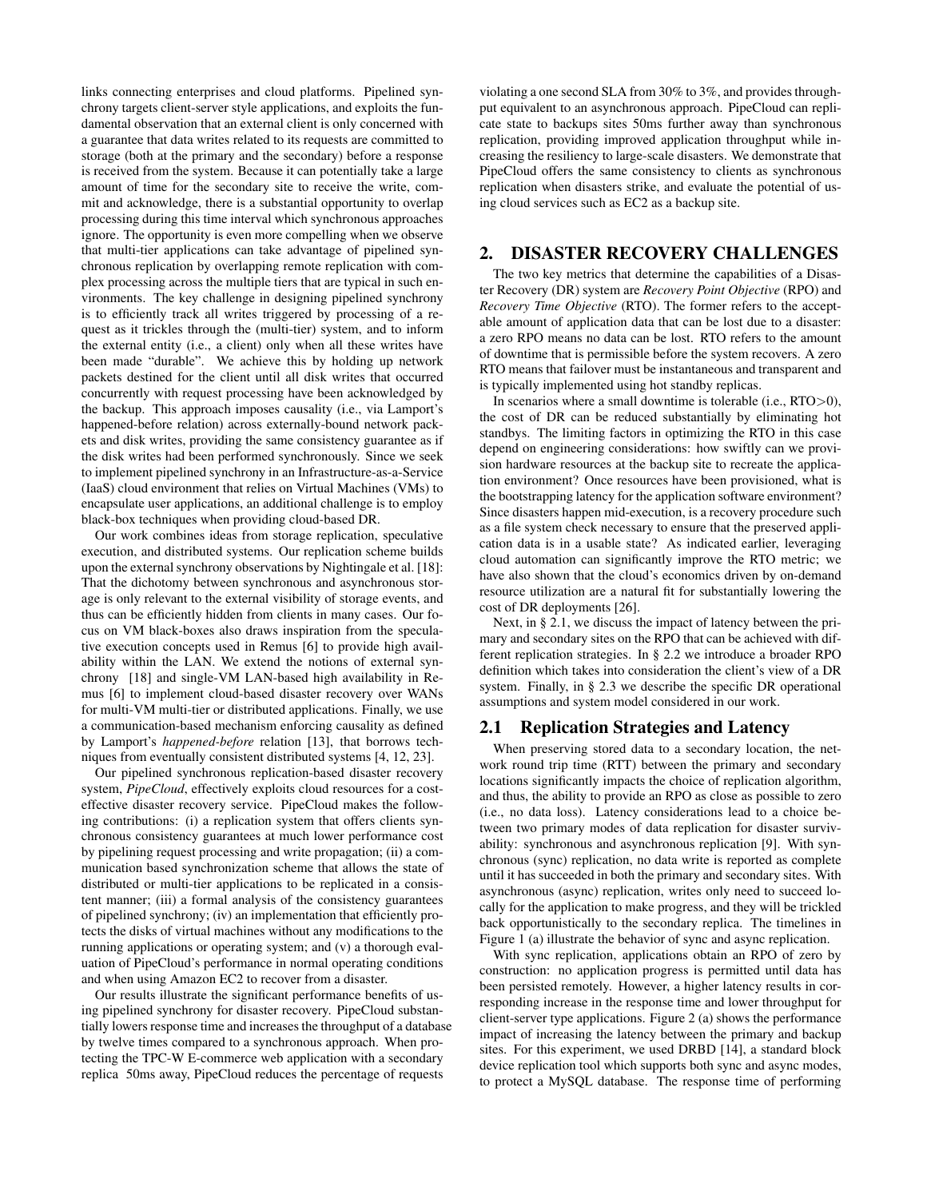links connecting enterprises and cloud platforms. Pipelined synchrony targets client-server style applications, and exploits the fundamental observation that an external client is only concerned with a guarantee that data writes related to its requests are committed to storage (both at the primary and the secondary) before a response is received from the system. Because it can potentially take a large amount of time for the secondary site to receive the write, commit and acknowledge, there is a substantial opportunity to overlap processing during this time interval which synchronous approaches ignore. The opportunity is even more compelling when we observe that multi-tier applications can take advantage of pipelined synchronous replication by overlapping remote replication with complex processing across the multiple tiers that are typical in such environments. The key challenge in designing pipelined synchrony is to efficiently track all writes triggered by processing of a request as it trickles through the (multi-tier) system, and to inform the external entity (i.e., a client) only when all these writes have been made "durable". We achieve this by holding up network packets destined for the client until all disk writes that occurred concurrently with request processing have been acknowledged by the backup. This approach imposes causality (i.e., via Lamport's happened-before relation) across externally-bound network packets and disk writes, providing the same consistency guarantee as if the disk writes had been performed synchronously. Since we seek to implement pipelined synchrony in an Infrastructure-as-a-Service (IaaS) cloud environment that relies on Virtual Machines (VMs) to encapsulate user applications, an additional challenge is to employ black-box techniques when providing cloud-based DR.

Our work combines ideas from storage replication, speculative execution, and distributed systems. Our replication scheme builds upon the external synchrony observations by Nightingale et al. [18]: That the dichotomy between synchronous and asynchronous storage is only relevant to the external visibility of storage events, and thus can be efficiently hidden from clients in many cases. Our focus on VM black-boxes also draws inspiration from the speculative execution concepts used in Remus [6] to provide high availability within the LAN. We extend the notions of external synchrony [18] and single-VM LAN-based high availability in Remus [6] to implement cloud-based disaster recovery over WANs for multi-VM multi-tier or distributed applications. Finally, we use a communication-based mechanism enforcing causality as defined by Lamport's *happened-before* relation [13], that borrows techniques from eventually consistent distributed systems [4, 12, 23].

Our pipelined synchronous replication-based disaster recovery system, *PipeCloud*, effectively exploits cloud resources for a cost-effective disaster recovery service. PipeCloud makes the following contributions: (i) a replication system that offers clients synchronous consistency guarantees at much lower performance cost by pipelining request processing and write propagation; (ii) a communication based synchronization scheme that allows the state of distributed or multi-tier applications to be replicated in a consistent manner; (iii) a formal analysis of the consistency guarantees of pipelined synchrony; (iv) an implementation that efficiently protects the disks of virtual machines without any modifications to the running applications or operating system; and (v) a thorough evaluation of PipeCloud's performance in normal operating conditions and when using Amazon EC2 to recover from a disaster.

Our results illustrate the significant performance benefits of using pipelined synchrony for disaster recovery. PipeCloud substantially lowers response time and increases the throughput of a database by twelve times compared to a synchronous approach. When protecting the TPC-W E-commerce web application with a secondary replica 50ms away, PipeCloud reduces the percentage of requests violating a one second SLA from 30% to 3%, and provides throughput equivalent to an asynchronous approach. PipeCloud can replicate state to backups sites 50ms further away than synchronous replication, providing improved application throughput while increasing the resiliency to large-scale disasters. We demonstrate that PipeCloud offers the same consistency to clients as synchronous replication when disasters strike, and evaluate the potential of using cloud services such as EC2 as a backup site.

## 2. DISASTER RECOVERY CHALLENGES

The two key metrics that determine the capabilities of a Disaster Recovery (DR) system are *Recovery Point Objective* (RPO) and *Recovery Time Objective* (RTO). The former refers to the acceptable amount of application data that can be lost due to a disaster: a zero RPO means no data can be lost. RTO refers to the amount of downtime that is permissible before the system recovers. A zero RTO means that failover must be instantaneous and transparent and is typically implemented using hot standby replicas.

In scenarios where a small downtime is tolerable (i.e., RTO>0), the cost of DR can be reduced substantially by eliminating hot standbys. The limiting factors in optimizing the RTO in this case depend on engineering considerations: how swiftly can we provision hardware resources at the backup site to recreate the application environment? Once resources have been provisioned, what is the bootstrapping latency for the application software environment? Since disasters happen mid-execution, is a recovery procedure such as a file system check necessary to ensure that the preserved application data is in a usable state? As indicated earlier, leveraging cloud automation can significantly improve the RTO metric; we have also shown that the cloud's economics driven by on-demand resource utilization are a natural fit for substantially lowering the cost of DR deployments [26].

Next, in § 2.1, we discuss the impact of latency between the primary and secondary sites on the RPO that can be achieved with different replication strategies. In § 2.2 we introduce a broader RPO definition which takes into consideration the client's view of a DR system. Finally, in § 2.3 we describe the specific DR operational assumptions and system model considered in our work.

### 2.1 Replication Strategies and Latency

When preserving stored data to a secondary location, the network round trip time (RTT) between the primary and secondary locations significantly impacts the choice of replication algorithm, and thus, the ability to provide an RPO as close as possible to zero (i.e., no data loss). Latency considerations lead to a choice between two primary modes of data replication for disaster survivability: synchronous and asynchronous replication [9]. With synchronous (sync) replication, no data write is reported as complete until it has succeeded in both the primary and secondary sites. With asynchronous (async) replication, writes only need to succeed locally for the application to make progress, and they will be trickled back opportunistically to the secondary replica. The timelines in Figure 1 (a) illustrate the behavior of sync and async replication.

With sync replication, applications obtain an RPO of zero by construction: no application progress is permitted until data has been persisted remotely. However, a higher latency results in corresponding increase in the response time and lower throughput for client-server type applications. Figure 2 (a) shows the performance impact of increasing the latency between the primary and backup sites. For this experiment, we used DRBD [14], a standard block device replication tool which supports both sync and async modes, to protect a MySQL database. The response time of performing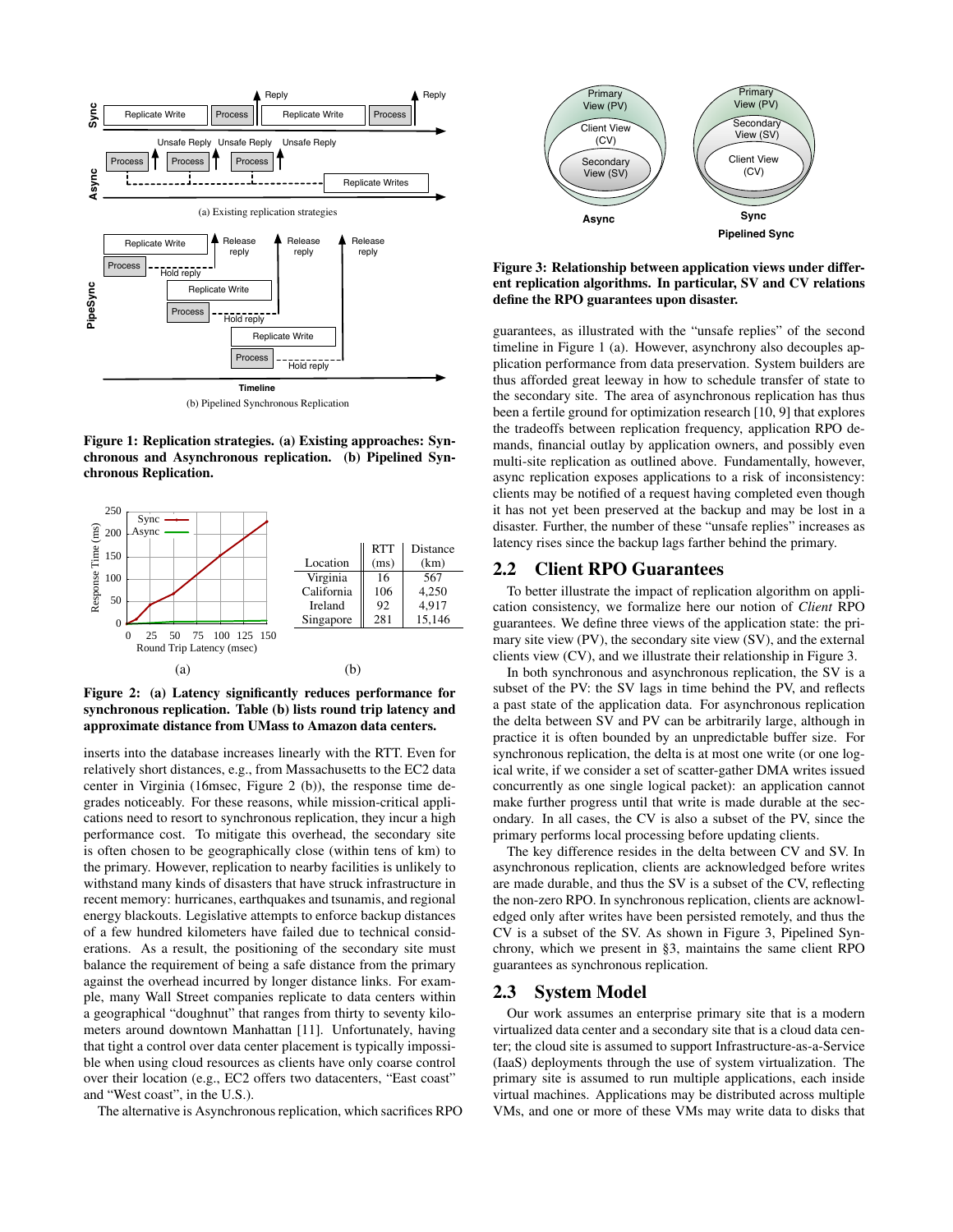Figure 1: Replication strategies. (a) Existing approaches: Synchronous and Asynchronous replication. (b) Pipelined Synchronous Replication.

| Location | RTT (ms) | Distance (km) |
|---|---|---|
| Virginia | 16 | 567 |
| California | 106 | 4,250 |
| Ireland | 92 | 4,917 |
| Singapore | 281 | 15,146 |

**Figure 2: (a) Latency significantly reduces performance for synchronous replication. Table (b) lists round trip latency and approximate distance from UMass to Amazon data centers.**

inserts into the database increases linearly with the RTT. Even for relatively short distances, e.g., from Massachusetts to the EC2 data center in Virginia (16msec, Figure 2 (b)), the response time degrades noticeably. For these reasons, while mission-critical applications need to resort to synchronous replication, they incur a high performance cost. To mitigate this overhead, the secondary site is often chosen to be geographically close (within tens of km) to the primary. However, replication to nearby facilities is unlikely to withstand many kinds of disasters that have struck infrastructure in recent memory: hurricanes, earthquakes and tsunamis, and regional energy blackouts. Legislative attempts to enforce backup distances of a few hundred kilometers have failed due to technical considerations. As a result, the positioning of the secondary site must balance the requirement of being a safe distance from the primary against the overhead incurred by longer distance links. For example, many Wall Street companies replicate to data centers within a geographical "doughnut" that ranges from thirty to seventy kilometers around downtown Manhattan [11]. Unfortunately, having that tight a control over data center placement is typically impossible when using cloud resources as clients have only coarse control over their location (e.g., EC2 offers two datacenters, "East coast" and "West coast", in the U.S.).

The alternative is Asynchronous replication, which sacrifices RPO guarantees, as illustrated with the "unsafe replies" of the second timeline in Figure 1 (a). However, asynchrony also decouples application performance from data preservation. System builders are thus afforded great leeway in how to schedule transfer of state to the secondary site. The area of asynchronous replication has thus been a fertile ground for optimization research [10, 9] that explores the tradeoffs between replication frequency, application RPO demands, financial outlay by application owners, and possibly even multi-site replication as outlined above. Fundamentally, however, async replication exposes applications to a risk of inconsistency: clients may be notified of a request having completed even though it has not yet been preserved at the backup and may be lost in a disaster. Further, the number of these "unsafe replies" increases as latency rises since the backup lags farther behind the primary.

**Figure 3: Relationship between application views under different replication algorithms. In particular, SV and CV relations define the RPO guarantees upon disaster.**

## 2.2 Client RPO Guarantees

To better illustrate the impact of replication algorithm on application consistency, we formalize here our notion of *Client* RPO guarantees. We define three views of the application state: the primary site view (PV), the secondary site view (SV), and the external clients view (CV), and we illustrate their relationship in Figure 3.

In both synchronous and asynchronous replication, the SV is a subset of the PV: the SV lags in time behind the PV, and reflects a past state of the application data. For asynchronous replication the delta between SV and PV can be arbitrarily large, although in practice it is often bounded by an unpredictable buffer size. For synchronous replication, the delta is at most one write (or one logical write, if we consider a set of scatter-gather DMA writes issued concurrently as one single logical packet): an application cannot make further progress until that write is made durable at the secondary. In all cases, the CV is also a subset of the PV, since the primary performs local processing before updating clients.

The key difference resides in the delta between CV and SV. In asynchronous replication, clients are acknowledged before writes are made durable, and thus the SV is a subset of the CV, reflecting the non-zero RPO. In synchronous replication, clients are acknowledged only after writes have been persisted remotely, and thus the CV is a subset of the SV. As shown in Figure 3, Pipelined Synchrony, which we present in §3, maintains the same client RPO guarantees as synchronous replication.

## 2.3 System Model

Our work assumes an enterprise primary site that is a modern virtualized data center and a secondary site that is a cloud data center; the cloud site is assumed to support Infrastructure-as-a-Service (IaaS) deployments through the use of system virtualization. The primary site is assumed to run multiple applications, each inside virtual machines. Applications may be distributed across multiple VMs, and one or more of these VMs may write data to disks that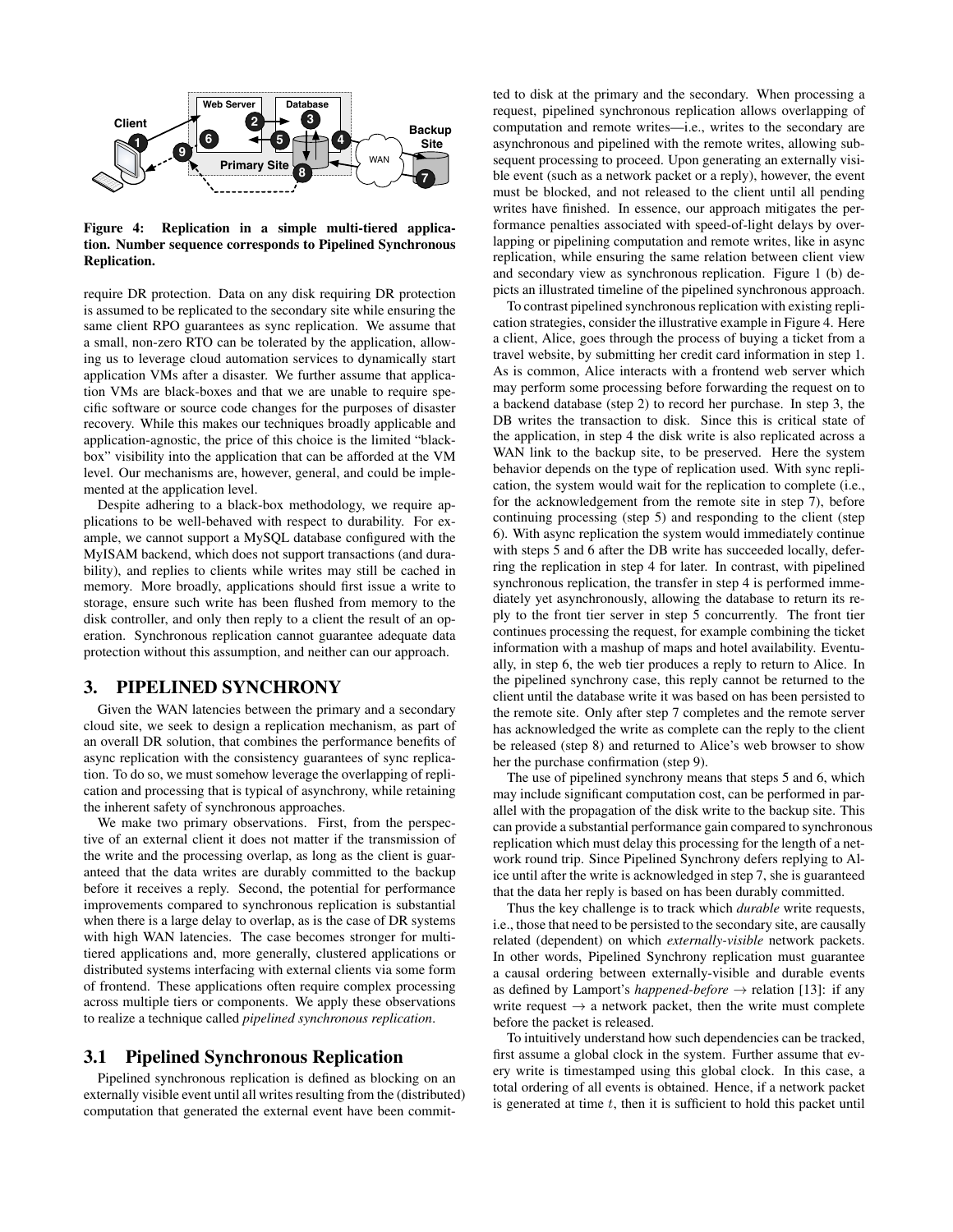Figure 4: Replication in a simple multi-tiered application. Number sequence corresponds to Pipelined Synchronous Replication.

require DR protection. Data on any disk requiring DR protection is assumed to be replicated to the secondary site while ensuring the same client RPO guarantees as sync replication. We assume that a small, non-zero RTO can be tolerated by the application, allowing us to leverage cloud automation services to dynamically start application VMs after a disaster. We further assume that application VMs are black-boxes and that we are unable to require specific software or source code changes for the purposes of disaster recovery. While this makes our techniques broadly applicable and application-agnostic, the price of this choice is the limited "black-box" visibility into the application that can be afforded at the VM level. Our mechanisms are, however, general, and could be implemented at the application level.

Despite adhering to a black-box methodology, we require applications to be well-behaved with respect to durability. For example, we cannot support a MySQL database configured with the MyISAM backend, which does not support transactions (and durability), and replies to clients while writes may still be cached in memory. More broadly, applications should first issue a write to storage, ensure such write has been flushed from memory to the disk controller, and only then reply to a client the result of an operation. Synchronous replication cannot guarantee adequate data protection without this assumption, and neither can our approach.

# 3. PIPELINED SYNCHRONY

Given the WAN latencies between the primary and a secondary cloud site, we seek to design a replication mechanism, as part of an overall DR solution, that combines the performance benefits of async replication with the consistency guarantees of sync replication. To do so, we must somehow leverage the overlapping of replication and processing that is typical of asynchrony, while retaining the inherent safety of synchronous approaches.

We make two primary observations. First, from the perspective of an external client it does not matter if the transmission of the write and the processing overlap, as long as the client is guaranteed that the data writes are durably committed to the backup before it receives a reply. Second, the potential for performance improvements compared to synchronous replication is substantial when there is a large delay to overlap, as is the case of DR systems with high WAN latencies. The case becomes stronger for multi-tiered applications and, more generally, clustered applications or distributed systems interfacing with external clients via some form of frontend. These applications often require complex processing across multiple tiers or components. We apply these observations to realize a technique called *pipelined synchronous replication*.

## 3.1 Pipelined Synchronous Replication

Pipelined synchronous replication is defined as blocking on an externally visible event until all writes resulting from the (distributed) computation that generated the external event have been committed to disk at the primary and the secondary. When processing a request, pipelined synchronous replication allows overlapping of computation and remote writes—i.e., writes to the secondary are asynchronous and pipelined with the remote writes, allowing subsequent processing to proceed. Upon generating an externally visible event (such as a network packet or a reply), however, the event must be blocked, and not released to the client until all pending writes have finished. In essence, our approach mitigates the performance penalties associated with speed-of-light delays by overlapping or pipelining computation and remote writes, like in async replication, while ensuring the same relation between client view and secondary view as synchronous replication. Figure 1 (b) depicts an illustrated timeline of the pipelined synchronous approach.

To contrast pipelined synchronous replication with existing replication strategies, consider the illustrative example in Figure 4. Here a client, Alice, goes through the process of buying a ticket from a travel website, by submitting her credit card information in step 1. As is common, Alice interacts with a frontend web server which may perform some processing before forwarding the request on to a backend database (step 2) to record her purchase. In step 3, the DB writes the transaction to disk. Since this is critical state of the application, in step 4 the disk write is also replicated across a WAN link to the backup site, to be preserved. Here the system behavior depends on the type of replication used. With sync replication, the system would wait for the replication to complete (i.e., for the acknowledgement from the remote site in step 7), before continuing processing (step 5) and responding to the client (step 6). With async replication the system would immediately continue with steps 5 and 6 after the DB write has succeeded locally, deferring the replication in step 4 for later. In contrast, with pipelined synchronous replication, the transfer in step 4 is performed immediately yet asynchronously, allowing the database to return its reply to the front tier server in step 5 concurrently. The front tier continues processing the request, for example combining the ticket information with a mashup of maps and hotel availability. Eventually, in step 6, the web tier produces a reply to return to Alice. In the pipelined synchrony case, this reply cannot be returned to the client until the database write it was based on has been persisted to the remote site. Only after step 7 completes and the remote server has acknowledged the write as complete can the reply to the client be released (step 8) and returned to Alice's web browser to show her the purchase confirmation (step 9).

The use of pipelined synchrony means that steps 5 and 6, which may include significant computation cost, can be performed in parallel with the propagation of the disk write to the backup site. This can provide a substantial performance gain compared to synchronous replication which must delay this processing for the length of a network round trip. Since Pipelined Synchrony defers replying to Alice until after the write is acknowledged in step 7, she is guaranteed that the data her reply is based on has been durably committed.

Thus the key challenge is to track which *durable* write requests, i.e., those that need to be persisted to the secondary site, are causally related (dependent) on which *externally-visible* network packets. In other words, Pipelined Synchrony replication must guarantee a causal ordering between externally-visible and durable events as defined by Lamport's *happened-before* $\rightarrow$ relation [13]: if any write request $\rightarrow$ a network packet, then the write must complete before the packet is released.

To intuitively understand how such dependencies can be tracked, first assume a global clock in the system. Further assume that every write is timestamped using this global clock. In this case, a total ordering of all events is obtained. Hence, if a network packet is generated at time $t$, then it is sufficient to hold this packet until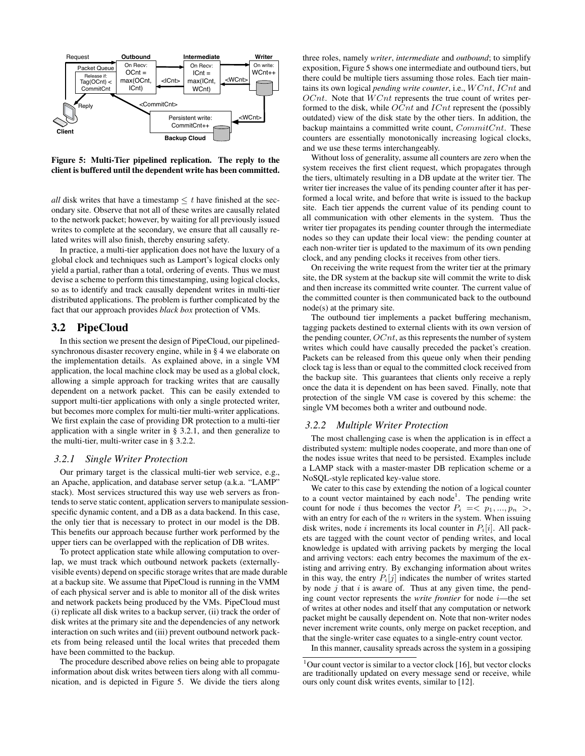Figure 5: Multi-Tier pipelined replication. The reply to the client is buffered until the dependent write has been committed.

*all* disk writes that have a timestamp $\leq t$ have finished at the secondary site. Observe that not all of these writes are causally related to the network packet; however, by waiting for all previously issued writes to complete at the secondary, we ensure that all causally related writes will also finish, thereby ensuring safety.

In practice, a multi-tier application does not have the luxury of a global clock and techniques such as Lamport's logical clocks only yield a partial, rather than a total, ordering of events. Thus we must devise a scheme to perform this timestamping, using logical clocks, so as to identify and track causally dependent writes in multi-tier distributed applications. The problem is further complicated by the fact that our approach provides *black box* protection of VMs.

## 3.2 PipeCloud

In this section we present the design of PipeCloud, our pipelined-synchronous disaster recovery engine, while in § 4 we elaborate on the implementation details. As explained above, in a single VM application, the local machine clock may be used as a global clock, allowing a simple approach for tracking writes that are causally dependent on a network packet. This can be easily extended to support multi-tier applications with only a single protected writer, but becomes more complex for multi-tier multi-writer applications. We first explain the case of providing DR protection to a multi-tier application with a single writer in § 3.2.1, and then generalize to the multi-tier, multi-writer case in § 3.2.2.

### 3.2.1 Single Writer Protection

Our primary target is the classical multi-tier web service, e.g., an Apache, application, and database server setup (a.k.a. "LAMP" stack). Most services structured this way use web servers as frontends to serve static content, application servers to manipulate session-specific dynamic content, and a DB as a data backend. In this case, the only tier that is necessary to protect in our model is the DB. This benefits our approach because further work performed by the upper tiers can be overlapped with the replication of DB writes.

To protect application state while allowing computation to overlap, we must track which outbound network packets (externally-visible events) depend on specific storage writes that are made durable at a backup site. We assume that PipeCloud is running in the VMM of each physical server and is able to monitor all of the disk writes and network packets being produced by the VMs. PipeCloud must (i) replicate all disk writes to a backup server, (ii) track the order of disk writes at the primary site and the dependencies of any network interaction on such writes and (iii) prevent outbound network packets from being released until the local writes that preceded them have been committed to the backup.

The procedure described above relies on being able to propagate information about disk writes between tiers along with all communication, and is depicted in Figure 5. We divide the tiers along three roles, namely *writer*, *intermediate* and *outbound*; to simplify exposition, Figure 5 shows one intermediate and outbound tiers, but there could be multiple tiers assuming those roles. Each tier maintains its own logical *pending write counter*, i.e., $WCnt$, $ICnt$ and $OCnt$. Note that $WCnt$ represents the true count of writes performed to the disk, while $OCnt$ and $ICnt$ represent the (possibly outdated) view of the disk state by the other tiers. In addition, the backup maintains a committed write count, $CommitCnt$. These counters are essentially monotonically increasing logical clocks, and we use these terms interchangeably.

Without loss of generality, assume all counters are zero when the system receives the first client request, which propagates through the tiers, ultimately resulting in a DB update at the writer tier. The writer tier increases the value of its pending counter after it has performed a local write, and before that write is issued to the backup site. Each tier appends the current value of its pending count to all communication with other elements in the system. Thus the writer tier propagates its pending counter through the intermediate nodes so they can update their local view: the pending counter at each non-writer tier is updated to the maximum of its own pending clock, and any pending clocks it receives from other tiers.

On receiving the write request from the writer tier at the primary site, the DR system at the backup site will commit the write to disk and then increase its committed write counter. The current value of the committed counter is then communicated back to the outbound node(s) at the primary site.

The outbound tier implements a packet buffering mechanism, tagging packets destined to external clients with its own version of the pending counter, $OCnt$, as this represents the number of system writes which could have causally preceded the packet's creation. Packets can be released from this queue only when their pending clock tag is less than or equal to the committed clock received from the backup site. This guarantees that clients only receive a reply once the data it is dependent on has been saved. Finally, note that protection of the single VM case is covered by this scheme: the single VM becomes both a writer and outbound node.

### 3.2.2 Multiple Writer Protection

The most challenging case is when the application is in effect a distributed system: multiple nodes cooperate, and more than one of the nodes issue writes that need to be persisted. Examples include a LAMP stack with a master-master DB replication scheme or a NoSQL-style replicated key-value store.

We cater to this case by extending the notion of a logical counter to a count vector maintained by each node[1]. The pending write count for node $i$ thus becomes the vector $P_i = < p_1, ..., p_n >$, with an entry for each of the $n$ writers in the system. When issuing disk writes, node $i$ increments its local counter in $P_i[i]$. All packets are tagged with the count vector of pending writes, and local knowledge is updated with arriving packets by merging the local and arriving vectors: each entry becomes the maximum of the existing and arriving entry. By exchanging information about writes in this way, the entry $P_i[j]$ indicates the number of writes started by node $j$ that $i$ is aware of. Thus at any given time, the pending count vector represents the *write frontier* for node $i$—the set of writes at other nodes and itself that any computation or network packet might be causally dependent on. Note that non-writer nodes never increment write counts, only merge on packet reception, and that the single-writer case equates to a single-entry count vector.

In this manner, causality spreads across the system in a gossiping

[1]Our count vector is similar to a vector clock [16], but vector clocks are traditionally updated on every message send or receive, while ours only count disk writes events, similar to [12].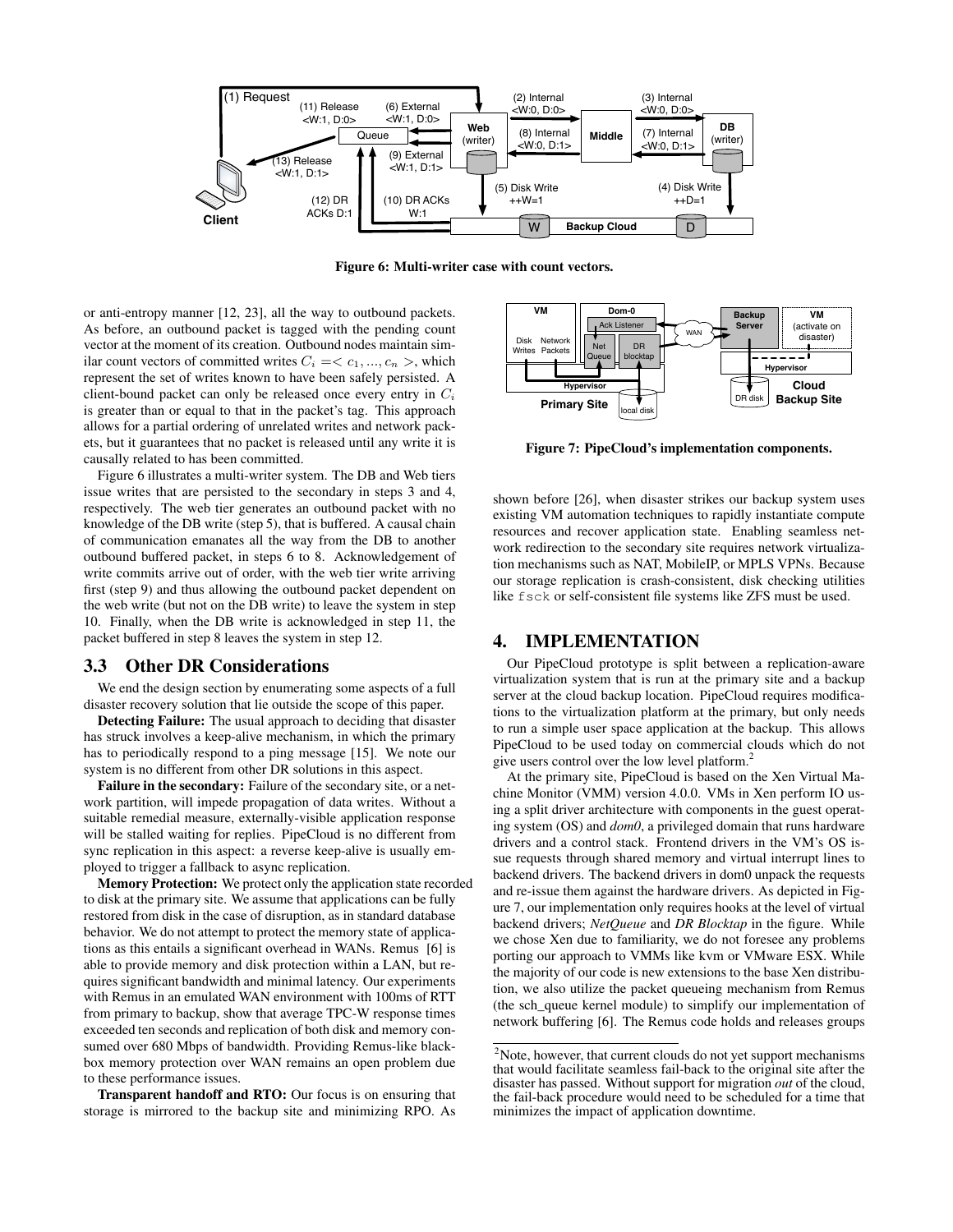Figure 6: Multi-writer case with count vectors.

or anti-entropy manner [12, 23], all the way to outbound packets. As before, an outbound packet is tagged with the pending count vector at the moment of its creation. Outbound nodes maintain similar count vectors of committed writes $C_i = < c_1, ..., c_n >$, which represent the set of writes known to have been safely persisted. A client-bound packet can only be released once every entry in $C_i$ is greater than or equal to that in the packet's tag. This approach allows for a partial ordering of unrelated writes and network packets, but it guarantees that no packet is released until any write it is causally related to has been committed.

Figure 6 illustrates a multi-writer system. The DB and Web tiers issue writes that are persisted to the secondary in steps 3 and 4, respectively. The web tier generates an outbound packet with no knowledge of the DB write (step 5), that is buffered. A causal chain of communication emanates all the way from the DB to another outbound buffered packet, in steps 6 to 8. Acknowledgement of write commits arrive out of order, with the web tier write arriving first (step 9) and thus allowing the outbound packet dependent on the web write (but not on the DB write) to leave the system in step 10. Finally, when the DB write is acknowledged in step 11, the packet buffered in step 8 leaves the system in step 12.

## 3.3 Other DR Considerations

We end the design section by enumerating some aspects of a full disaster recovery solution that lie outside the scope of this paper.

**Detecting Failure:** The usual approach to deciding that disaster has struck involves a keep-alive mechanism, in which the primary has to periodically respond to a ping message [15]. We note our system is no different from other DR solutions in this aspect.

**Failure in the secondary:** Failure of the secondary site, or a network partition, will impede propagation of data writes. Without a suitable remedial measure, externally-visible application response will be stalled waiting for replies. PipeCloud is no different from sync replication in this aspect: a reverse keep-alive is usually employed to trigger a fallback to async replication.

**Memory Protection:** We protect only the application state recorded to disk at the primary site. We assume that applications can be fully restored from disk in the case of disruption, as in standard database behavior. We do not attempt to protect the memory state of applications as this entails a significant overhead in WANs. Remus [6] is able to provide memory and disk protection within a LAN, but requires significant bandwidth and minimal latency. Our experiments with Remus in an emulated WAN environment with 100ms of RTT from primary to backup, show that average TPC-W response times exceeded ten seconds and replication of both disk and memory consumed over 680 Mbps of bandwidth. Providing Remus-like blackbox memory protection over WAN remains an open problem due to these performance issues.

**Transparent handoff and RTO:** Our focus is on ensuring that storage is mirrored to the backup site and minimizing RPO. As shown before [26], when disaster strikes our backup system uses existing VM automation techniques to rapidly instantiate compute resources and recover application state. Enabling seamless network redirection to the secondary site requires network virtualization mechanisms such as NAT, MobileIP, or MPLS VPNs. Because our storage replication is crash-consistent, disk checking utilities like `fsck` or self-consistent file systems like ZFS must be used.

Figure 7: PipeCloud's implementation components.

# 4. IMPLEMENTATION

Our PipeCloud prototype is split between a replication-aware virtualization system that is run at the primary site and a backup server at the cloud backup location. PipeCloud requires modifications to the virtualization platform at the primary, but only needs to run a simple user space application at the backup. This allows PipeCloud to be used today on commercial clouds which do not give users control over the low level platform.[2]

At the primary site, PipeCloud is based on the Xen Virtual Machine Monitor (VMM) version 4.0.0. VMs in Xen perform IO using a split driver architecture with components in the guest operating system (OS) and *dom0*, a privileged domain that runs hardware drivers and a control stack. Frontend drivers in the VM's OS issue requests through shared memory and virtual interrupt lines to backend drivers. The backend drivers in dom0 unpack the requests and re-issue them against the hardware drivers. As depicted in Figure 7, our implementation only requires hooks at the level of virtual backend drivers; *NetQueue* and *DR Blocktap* in the figure. While we chose Xen due to familiarity, we do not foresee any problems porting our approach to VMMs like kvm or VMware ESX. While the majority of our code is new extensions to the base Xen distribution, we also utilize the packet queueing mechanism from Remus (the sch_queue kernel module) to simplify our implementation of network buffering [6]. The Remus code holds and releases groups

[2] Note, however, that current clouds do not yet support mechanisms that would facilitate seamless fail-back to the original site after the disaster has passed. Without support for migration *out* of the cloud, the fail-back procedure would need to be scheduled for a time that minimizes the impact of application downtime.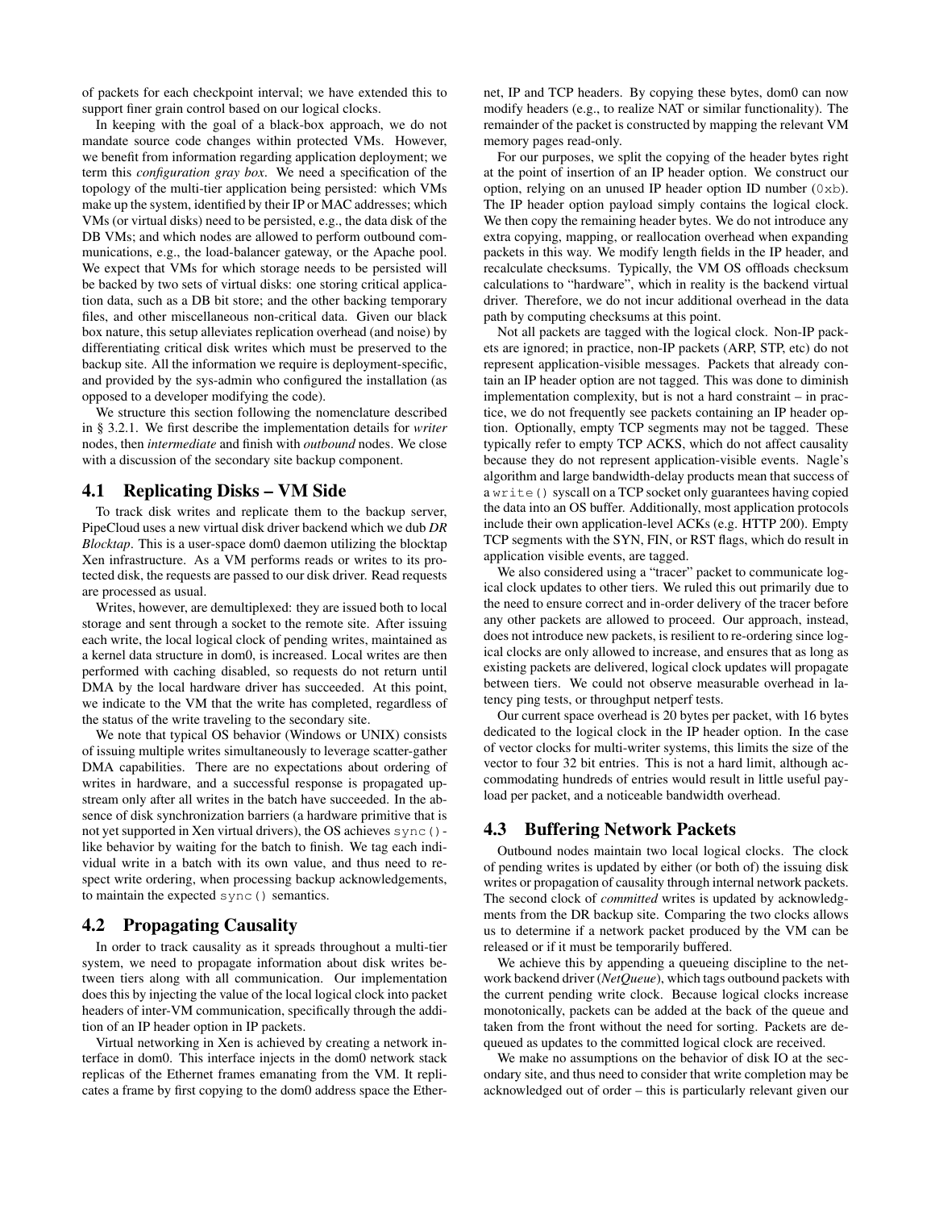of packets for each checkpoint interval; we have extended this to support finer grain control based on our logical clocks.

In keeping with the goal of a black-box approach, we do not mandate source code changes within protected VMs. However, we benefit from information regarding application deployment; we term this *configuration gray box*. We need a specification of the topology of the multi-tier application being persisted: which VMs make up the system, identified by their IP or MAC addresses; which VMs (or virtual disks) need to be persisted, e.g., the data disk of the DB VMs; and which nodes are allowed to perform outbound communications, e.g., the load-balancer gateway, or the Apache pool. We expect that VMs for which storage needs to be persisted will be backed by two sets of virtual disks: one storing critical application data, such as a DB bit store; and the other backing temporary files, and other miscellaneous non-critical data. Given our black box nature, this setup alleviates replication overhead (and noise) by differentiating critical disk writes which must be preserved to the backup site. All the information we require is deployment-specific, and provided by the sys-admin who configured the installation (as opposed to a developer modifying the code).

We structure this section following the nomenclature described in § 3.2.1. We first describe the implementation details for *writer* nodes, then *intermediate* and finish with *outbound* nodes. We close with a discussion of the secondary site backup component.

## 4.1 Replicating Disks – VM Side

To track disk writes and replicate them to the backup server, PipeCloud uses a new virtual disk driver backend which we dub *DR Blocktap*. This is a user-space dom0 daemon utilizing the blocktap Xen infrastructure. As a VM performs reads or writes to its protected disk, the requests are passed to our disk driver. Read requests are processed as usual.

Writes, however, are demultiplexed: they are issued both to local storage and sent through a socket to the remote site. After issuing each write, the local logical clock of pending writes, maintained as a kernel data structure in dom0, is increased. Local writes are then performed with caching disabled, so requests do not return until DMA by the local hardware driver has succeeded. At this point, we indicate to the VM that the write has completed, regardless of the status of the write traveling to the secondary site.

We note that typical OS behavior (Windows or UNIX) consists of issuing multiple writes simultaneously to leverage scatter-gather DMA capabilities. There are no expectations about ordering of writes in hardware, and a successful response is propagated upstream only after all writes in the batch have succeeded. In the absence of disk synchronization barriers (a hardware primitive that is not yet supported in Xen virtual drivers), the OS achieves `sync()`-like behavior by waiting for the batch to finish. We tag each individual write in a batch with its own value, and thus need to respect write ordering, when processing backup acknowledgements, to maintain the expected `sync()` semantics.

## 4.2 Propagating Causality

In order to track causality as it spreads throughout a multi-tier system, we need to propagate information about disk writes between tiers along with all communication. Our implementation does this by injecting the value of the local logical clock into packet headers of inter-VM communication, specifically through the addition of an IP header option in IP packets.

Virtual networking in Xen is achieved by creating a network interface in dom0. This interface injects in the dom0 network stack replicas of the Ethernet frames emanating from the VM. It replicates a frame by first copying to the dom0 address space the Ethernet, IP and TCP headers. By copying these bytes, dom0 can now modify headers (e.g., to realize NAT or similar functionality). The remainder of the packet is constructed by mapping the relevant VM memory pages read-only.

For our purposes, we split the copying of the header bytes right at the point of insertion of an IP header option. We construct our option, relying on an unused IP header option ID number (`0xb`). The IP header option payload simply contains the logical clock. We then copy the remaining header bytes. We do not introduce any extra copying, mapping, or reallocation overhead when expanding packets in this way. We modify length fields in the IP header, and recalculate checksums. Typically, the VM OS offloads checksum calculations to "hardware", which in reality is the backend virtual driver. Therefore, we do not incur additional overhead in the data path by computing checksums at this point.

Not all packets are tagged with the logical clock. Non-IP packets are ignored; in practice, non-IP packets (ARP, STP, etc) do not represent application-visible messages. Packets that already contain an IP header option are not tagged. This was done to diminish implementation complexity, but is not a hard constraint – in practice, we do not frequently see packets containing an IP header option. Optionally, empty TCP segments may not be tagged. These typically refer to empty TCP ACKS, which do not affect causality because they do not represent application-visible events. Nagle's algorithm and large bandwidth-delay products mean that success of a `write()` syscall on a TCP socket only guarantees having copied the data into an OS buffer. Additionally, most application protocols include their own application-level ACKs (e.g. HTTP 200). Empty TCP segments with the SYN, FIN, or RST flags, which do result in application visible events, are tagged.

We also considered using a "tracer" packet to communicate logical clock updates to other tiers. We ruled this out primarily due to the need to ensure correct and in-order delivery of the tracer before any other packets are allowed to proceed. Our approach, instead, does not introduce new packets, is resilient to re-ordering since logical clocks are only allowed to increase, and ensures that as long as existing packets are delivered, logical clock updates will propagate between tiers. We could not observe measurable overhead in latency ping tests, or throughput netperf tests.

Our current space overhead is 20 bytes per packet, with 16 bytes dedicated to the logical clock in the IP header option. In the case of vector clocks for multi-writer systems, this limits the size of the vector to four 32 bit entries. This is not a hard limit, although accommodating hundreds of entries would result in little useful payload per packet, and a noticeable bandwidth overhead.

## 4.3 Buffering Network Packets

Outbound nodes maintain two local logical clocks. The clock of pending writes is updated by either (or both of) the issuing disk writes or propagation of causality through internal network packets. The second clock of *committed* writes is updated by acknowledgments from the DR backup site. Comparing the two clocks allows us to determine if a network packet produced by the VM can be released or if it must be temporarily buffered.

We achieve this by appending a queueing discipline to the network backend driver (*NetQueue*), which tags outbound packets with the current pending write clock. Because logical clocks increase monotonically, packets can be added at the back of the queue and taken from the front without the need for sorting. Packets are dequeued as updates to the committed logical clock are received.

We make no assumptions on the behavior of disk IO at the secondary site, and thus need to consider that write completion may be acknowledged out of order – this is particularly relevant given our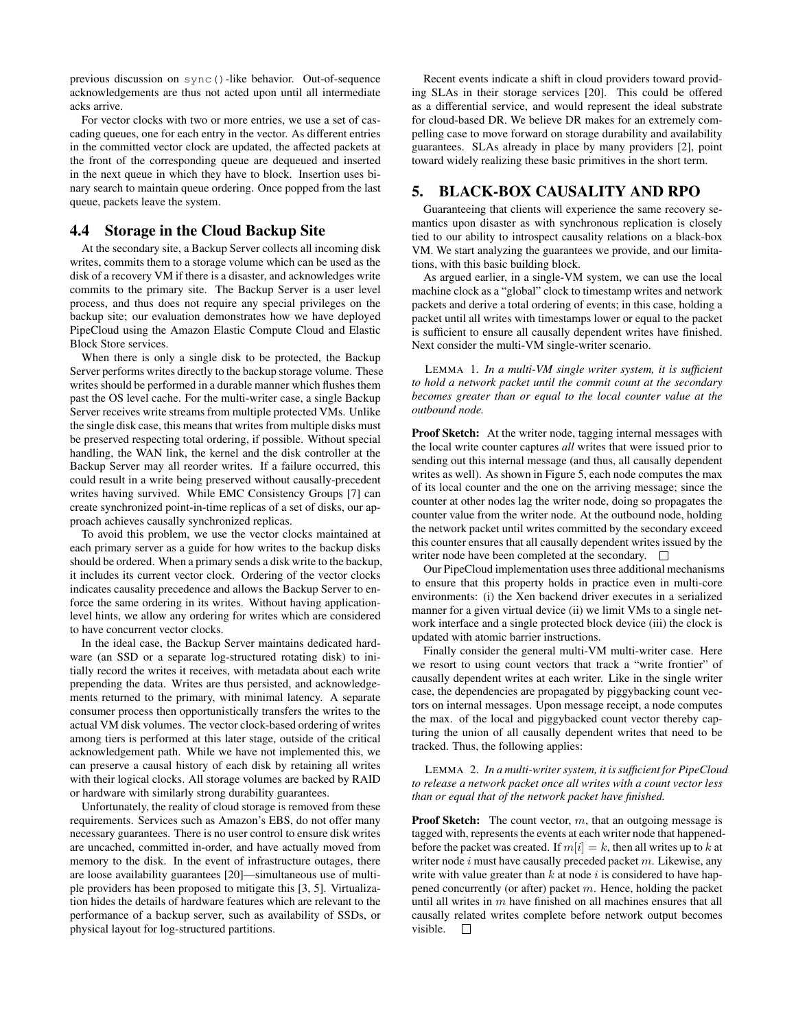previous discussion on `sync()`-like behavior. Out-of-sequence acknowledgements are thus not acted upon until all intermediate acks arrive.

For vector clocks with two or more entries, we use a set of cascading queues, one for each entry in the vector. As different entries in the committed vector clock are updated, the affected packets at the front of the corresponding queue are dequeued and inserted in the next queue in which they have to block. Insertion uses binary search to maintain queue ordering. Once popped from the last queue, packets leave the system.

## 4.4 Storage in the Cloud Backup Site

At the secondary site, a Backup Server collects all incoming disk writes, commits them to a storage volume which can be used as the disk of a recovery VM if there is a disaster, and acknowledges write commits to the primary site. The Backup Server is a user level process, and thus does not require any special privileges on the backup site; our evaluation demonstrates how we have deployed PipeCloud using the Amazon Elastic Compute Cloud and Elastic Block Store services.

When there is only a single disk to be protected, the Backup Server performs writes directly to the backup storage volume. These writes should be performed in a durable manner which flushes them past the OS level cache. For the multi-writer case, a single Backup Server receives write streams from multiple protected VMs. Unlike the single disk case, this means that writes from multiple disks must be preserved respecting total ordering, if possible. Without special handling, the WAN link, the kernel and the disk controller at the Backup Server may all reorder writes. If a failure occurred, this could result in a write being preserved without causally-precedent writes having survived. While EMC Consistency Groups [7] can create synchronized point-in-time replicas of a set of disks, our approach achieves causally synchronized replicas.

To avoid this problem, we use the vector clocks maintained at each primary server as a guide for how writes to the backup disks should be ordered. When a primary sends a disk write to the backup, it includes its current vector clock. Ordering of the vector clocks indicates causality precedence and allows the Backup Server to enforce the same ordering in its writes. Without having application-level hints, we allow any ordering for writes which are considered to have concurrent vector clocks.

In the ideal case, the Backup Server maintains dedicated hardware (an SSD or a separate log-structured rotating disk) to initially record the writes it receives, with metadata about each write prepending the data. Writes are thus persisted, and acknowledgements returned to the primary, with minimal latency. A separate consumer process then opportunistically transfers the writes to the actual VM disk volumes. The vector clock-based ordering of writes among tiers is performed at this later stage, outside of the critical acknowledgement path. While we have not implemented this, we can preserve a causal history of each disk by retaining all writes with their logical clocks. All storage volumes are backed by RAID or hardware with similarly strong durability guarantees.

Unfortunately, the reality of cloud storage is removed from these requirements. Services such as Amazon's EBS, do not offer many necessary guarantees. There is no user control to ensure disk writes are uncached, committed in-order, and have actually moved from memory to the disk. In the event of infrastructure outages, there are loose availability guarantees [20]—simultaneous use of multiple providers has been proposed to mitigate this [3, 5]. Virtualization hides the details of hardware features which are relevant to the performance of a backup server, such as availability of SSDs, or physical layout for log-structured partitions.

Recent events indicate a shift in cloud providers toward providing SLAs in their storage services [20]. This could be offered as a differential service, and would represent the ideal substrate for cloud-based DR. We believe DR makes for an extremely compelling case to move forward on storage durability and availability guarantees. SLAs already in place by many providers [2], point toward widely realizing these basic primitives in the short term.

# 5. BLACK-BOX CAUSALITY AND RPO

Guaranteeing that clients will experience the same recovery semantics upon disaster as with synchronous replication is closely tied to our ability to introspect causality relations on a black-box VM. We start analyzing the guarantees we provide, and our limitations, with this basic building block.

As argued earlier, in a single-VM system, we can use the local machine clock as a "global" clock to timestamp writes and network packets and derive a total ordering of events; in this case, holding a packet until all writes with timestamps lower or equal to the packet is sufficient to ensure all causally dependent writes have finished. Next consider the multi-VM single-writer scenario.

LEMMA 1. *In a multi-VM single writer system, it is sufficient to hold a network packet until the commit count at the secondary becomes greater than or equal to the local counter value at the outbound node.*

**Proof Sketch:** At the writer node, tagging internal messages with the local write counter captures *all* writes that were issued prior to sending out this internal message (and thus, all causally dependent writes as well). As shown in Figure 5, each node computes the max of its local counter and the one on the arriving message; since the counter at other nodes lag the writer node, doing so propagates the counter value from the writer node. At the outbound node, holding the network packet until writes committed by the secondary exceed this counter ensures that all causally dependent writes issued by the writer node have been completed at the secondary. □

Our PipeCloud implementation uses three additional mechanisms to ensure that this property holds in practice even in multi-core environments: (i) the Xen backend driver executes in a serialized manner for a given virtual device (ii) we limit VMs to a single network interface and a single protected block device (iii) the clock is updated with atomic barrier instructions.

Finally consider the general multi-VM multi-writer case. Here we resort to using count vectors that track a "write frontier" of causally dependent writes at each writer. Like in the single writer case, the dependencies are propagated by piggybacking count vectors on internal messages. Upon message receipt, a node computes the max. of the local and piggybacked count vector thereby capturing the union of all causally dependent writes that need to be tracked. Thus, the following applies:

LEMMA 2. *In a multi-writer system, it is sufficient for PipeCloud to release a network packet once all writes with a count vector less than or equal that of the network packet have finished.*

**Proof Sketch:** The count vector, $m$, that an outgoing message is tagged with, represents the events at each writer node that happened-before the packet was created. If $m[i] = k$, then all writes up to $k$ at writer node $i$ must have causally preceded packet $m$. Likewise, any write with value greater than $k$ at node $i$ is considered to have happened concurrently (or after) packet $m$. Hence, holding the packet until all writes in $m$ have finished on all machines ensures that all causally related writes complete before network output becomes visible. □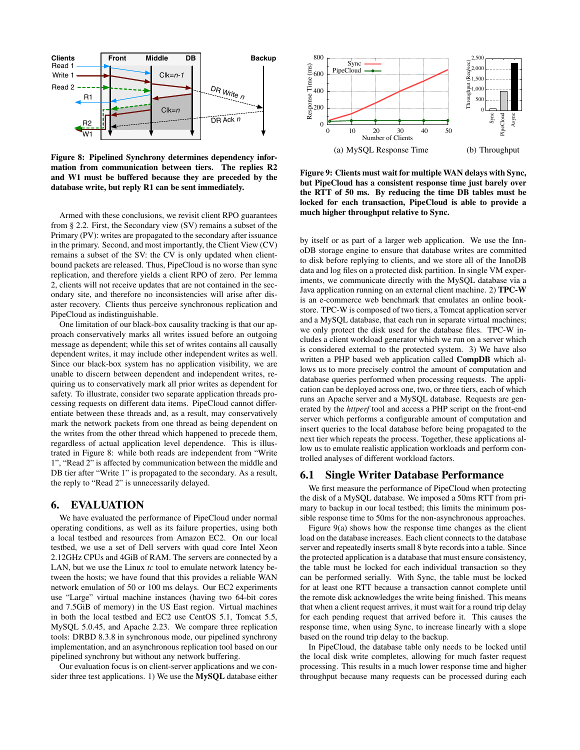**Figure 8: Pipelined Synchrony determines dependency information from communication between tiers. The replies R2 and W1 must be buffered because they are preceded by the database write, but reply R1 can be sent immediately.**

Armed with these conclusions, we revisit client RPO guarantees from § 2.2. First, the Secondary view (SV) remains a subset of the Primary (PV): writes are propagated to the secondary after issuance in the primary. Second, and most importantly, the Client View (CV) remains a subset of the SV: the CV is only updated when client-bound packets are released. Thus, PipeCloud is no worse than sync replication, and therefore yields a client RPO of zero. Per lemma 2, clients will not receive updates that are not contained in the secondary site, and therefore no inconsistencies will arise after disaster recovery. Clients thus perceive synchronous replication and PipeCloud as indistinguishable.

One limitation of our black-box causality tracking is that our approach conservatively marks all writes issued before an outgoing message as dependent; while this set of writes contains all causally dependent writes, it may include other independent writes as well. Since our black-box system has no application visibility, we are unable to discern between dependent and independent writes, requiring us to conservatively mark all prior writes as dependent for safety. To illustrate, consider two separate application threads processing requests on different data items. PipeCloud cannot differentiate between these threads and, as a result, may conservatively mark the network packets from one thread as being dependent on the writes from the other thread which happened to precede them, regardless of actual application level dependence. This is illustrated in Figure 8: while both reads are independent from "Write 1", "Read 2" is affected by communication between the middle and DB tier after "Write 1" is propagated to the secondary. As a result, the reply to "Read 2" is unnecessarily delayed.

## 6. EVALUATION

We have evaluated the performance of PipeCloud under normal operating conditions, as well as its failure properties, using both a local testbed and resources from Amazon EC2. On our local testbed, we use a set of Dell servers with quad core Intel Xeon 2.12GHz CPUs and 4GiB of RAM. The servers are connected by a LAN, but we use the Linux *tc* tool to emulate network latency between the hosts; we have found that this provides a reliable WAN network emulation of 50 or 100 ms delays. Our EC2 experiments use "Large" virtual machine instances (having two 64-bit cores and 7.5GiB of memory) in the US East region. Virtual machines in both the local testbed and EC2 use CentOS 5.1, Tomcat 5.5, MySQL 5.0.45, and Apache 2.23. We compare three replication tools: DRBD 8.3.8 in synchronous mode, our pipelined synchrony implementation, and an asynchronous replication tool based on our pipelined synchrony but without any network buffering.

Our evaluation focus is on client-server applications and we consider three test applications. 1) We use the **MySQL** database either by itself or as part of a larger web application. We use the InnoDB storage engine to ensure that database writes are committed to disk before replying to clients, and we store all of the InnoDB data and log files on a protected disk partition. In single VM experiments, we communicate directly with the MySQL database via a Java application running on an external client machine. 2) **TPC-W** is an e-commerce web benchmark that emulates an online bookstore. TPC-W is composed of two tiers, a Tomcat application server and a MySQL database, that each run in separate virtual machines; we only protect the disk used for the database files. TPC-W includes a client workload generator which we run on a server which is considered external to the protected system. 3) We have also written a PHP based web application called **CompDB** which allows us to more precisely control the amount of computation and database queries performed when processing requests. The application can be deployed across one, two, or three tiers, each of which runs an Apache server and a MySQL database. Requests are generated by the *httperf* tool and access a PHP script on the front-end server which performs a configurable amount of computation and insert queries to the local database before being propagated to the next tier which repeats the process. Together, these applications allow us to emulate realistic application workloads and perform controlled analyses of different workload factors.

(a) MySQL Response Time

(b) Throughput

**Figure 9: Clients must wait for multiple WAN delays with Sync, but PipeCloud has a consistent response time just barely over the RTT of 50 ms. By reducing the time DB tables must be locked for each transaction, PipeCloud is able to provide a much higher throughput relative to Sync.**

### 6.1 Single Writer Database Performance

We first measure the performance of PipeCloud when protecting the disk of a MySQL database. We imposed a 50ms RTT from primary to backup in our local testbed; this limits the minimum possible response time to 50ms for the non-asynchronous approaches.

Figure 9(a) shows how the response time changes as the client load on the database increases. Each client connects to the database server and repeatedly inserts small 8 byte records into a table. Since the protected application is a database that must ensure consistency, the table must be locked for each individual transaction so they can be performed serially. With Sync, the table must be locked for at least one RTT because a transaction cannot complete until the remote disk acknowledges the write being finished. This means that when a client request arrives, it must wait for a round trip delay for each pending request that arrived before it. This causes the response time, when using Sync, to increase linearly with a slope based on the round trip delay to the backup.

In PipeCloud, the database table only needs to be locked until the local disk write completes, allowing for much faster request processing. This results in a much lower response time and higher throughput because many requests can be processed during each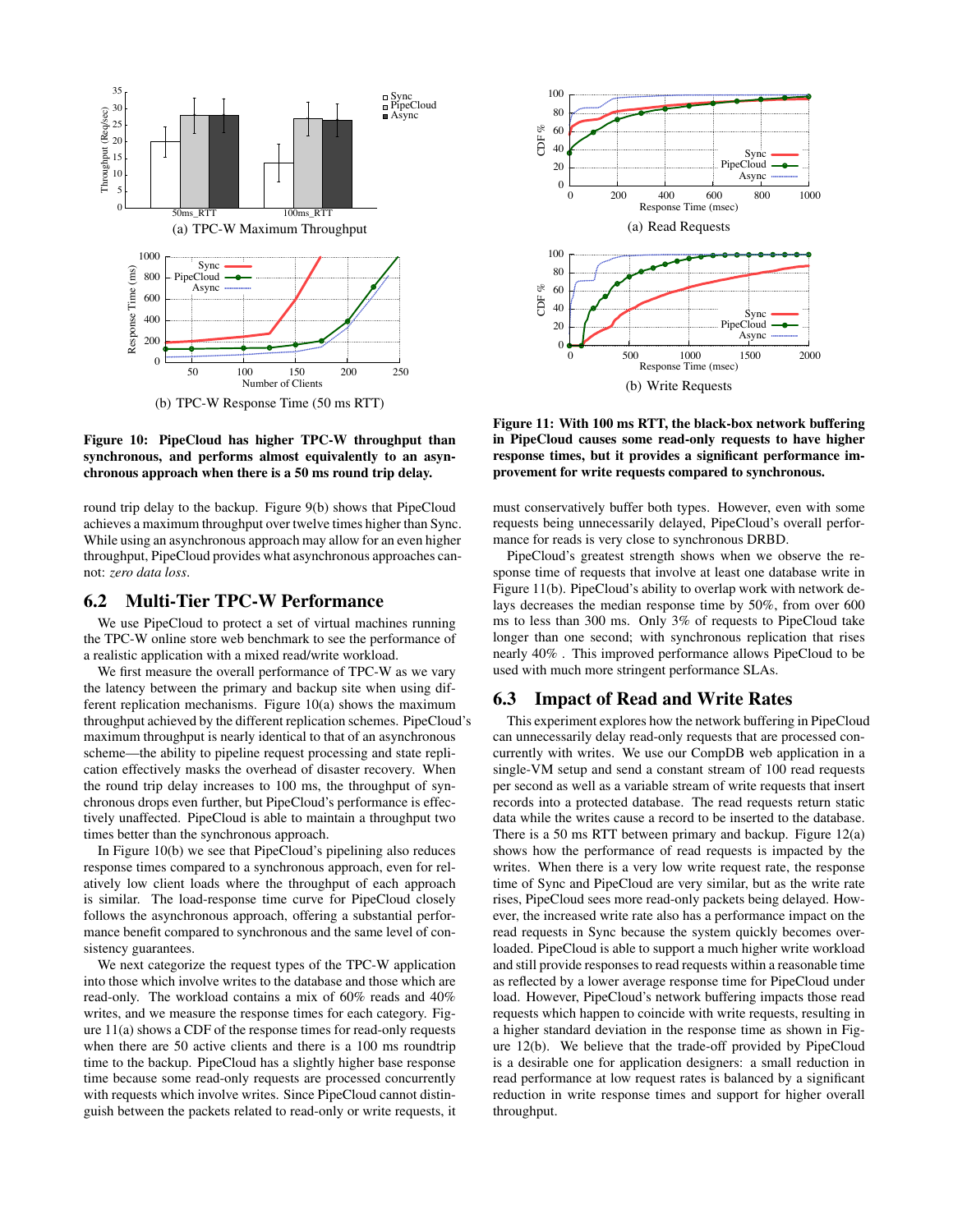(a) TPC-W Maximum Throughput

(b) TPC-W Response Time (50 ms RTT)

**Figure 10: PipeCloud has higher TPC-W throughput than synchronous, and performs almost equivalently to an asynchronous approach when there is a 50 ms round trip delay.**

(a) Read Requests

(b) Write Requests

**Figure 11: With 100 ms RTT, the black-box network buffering in PipeCloud causes some read-only requests to have higher response times, but it provides a significant performance improvement for write requests compared to synchronous.**

round trip delay to the backup. Figure 9(b) shows that PipeCloud achieves a maximum throughput over twelve times higher than Sync. While using an asynchronous approach may allow for an even higher throughput, PipeCloud provides what asynchronous approaches cannot: *zero data loss*.

## 6.2 Multi-Tier TPC-W Performance

We use PipeCloud to protect a set of virtual machines running the TPC-W online store web benchmark to see the performance of a realistic application with a mixed read/write workload.

We first measure the overall performance of TPC-W as we vary the latency between the primary and backup site when using different replication mechanisms. Figure 10(a) shows the maximum throughput achieved by the different replication schemes. PipeCloud's maximum throughput is nearly identical to that of an asynchronous scheme—the ability to pipeline request processing and state replication effectively masks the overhead of disaster recovery. When the round trip delay increases to 100 ms, the throughput of synchronous drops even further, but PipeCloud's performance is effectively unaffected. PipeCloud is able to maintain a throughput two times better than the synchronous approach.

In Figure 10(b) we see that PipeCloud's pipelining also reduces response times compared to a synchronous approach, even for relatively low client loads where the throughput of each approach is similar. The load-response time curve for PipeCloud closely follows the asynchronous approach, offering a substantial performance benefit compared to synchronous and the same level of consistency guarantees.

We next categorize the request types of the TPC-W application into those which involve writes to the database and those which are read-only. The workload contains a mix of 60% reads and 40% writes, and we measure the response times for each category. Figure 11(a) shows a CDF of the response times for read-only requests when there are 50 active clients and there is a 100 ms roundtrip time to the backup. PipeCloud has a slightly higher base response time because some read-only requests are processed concurrently with requests which involve writes. Since PipeCloud cannot distinguish between the packets related to read-only or write requests, it must conservatively buffer both types. However, even with some requests being unnecessarily delayed, PipeCloud's overall performance for reads is very close to synchronous DRBD.

PipeCloud's greatest strength shows when we observe the response time of requests that involve at least one database write in Figure 11(b). PipeCloud's ability to overlap work with network delays decreases the median response time by 50%, from over 600 ms to less than 300 ms. Only 3% of requests to PipeCloud take longer than one second; with synchronous replication that rises nearly 40% . This improved performance allows PipeCloud to be used with much more stringent performance SLAs.

## 6.3 Impact of Read and Write Rates

This experiment explores how the network buffering in PipeCloud can unnecessarily delay read-only requests that are processed concurrently with writes. We use our CompDB web application in a single-VM setup and send a constant stream of 100 read requests per second as well as a variable stream of write requests that insert records into a protected database. The read requests return static data while the writes cause a record to be inserted to the database. There is a 50 ms RTT between primary and backup. Figure 12(a) shows how the performance of read requests is impacted by the writes. When there is a very low write request rate, the response time of Sync and PipeCloud are very similar, but as the write rate rises, PipeCloud sees more read-only packets being delayed. However, the increased write rate also has a performance impact on the read requests in Sync because the system quickly becomes overloaded. PipeCloud is able to support a much higher write workload and still provide responses to read requests within a reasonable time as reflected by a lower average response time for PipeCloud under load. However, PipeCloud's network buffering impacts those read requests which happen to coincide with write requests, resulting in a higher standard deviation in the response time as shown in Figure 12(b). We believe that the trade-off provided by PipeCloud is a desirable one for application designers: a small reduction in read performance at low request rates is balanced by a significant reduction in write response times and support for higher overall throughput.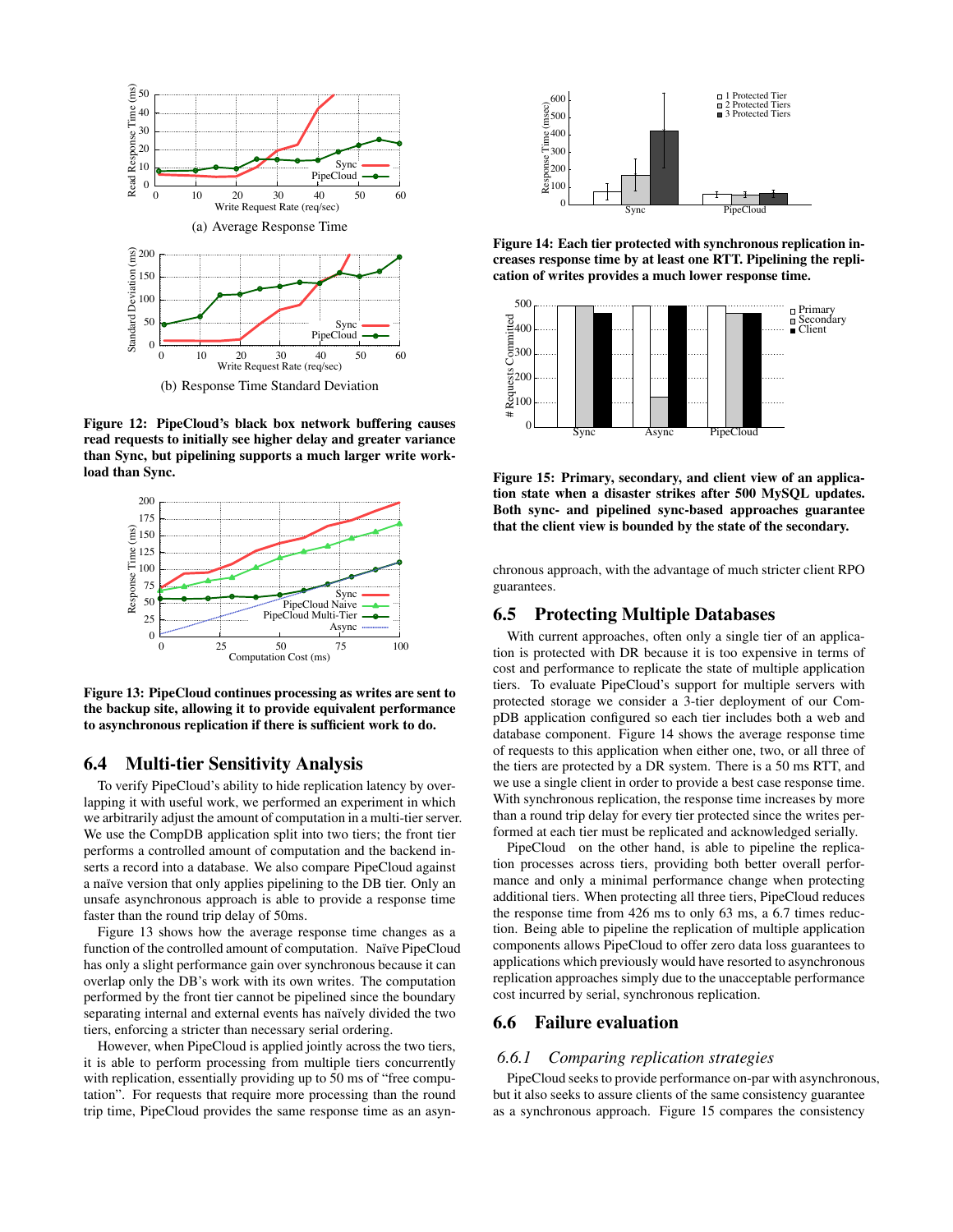Figure 12: PipeCloud's black box network buffering causes read requests to initially see higher delay and greater variance than Sync, but pipelining supports a much larger write workload than Sync.

(a) Average Response Time

(b) Response Time Standard Deviation

Figure 13: PipeCloud continues processing as writes are sent to the backup site, allowing it to provide equivalent performance to asynchronous replication if there is sufficient work to do.

### 6.4 Multi-tier Sensitivity Analysis

To verify PipeCloud's ability to hide replication latency by overlapping it with useful work, we performed an experiment in which we arbitrarily adjust the amount of computation in a multi-tier server. We use the CompDB application split into two tiers; the front tier performs a controlled amount of computation and the backend inserts a record into a database. We also compare PipeCloud against a naïve version that only applies pipelining to the DB tier. Only an unsafe asynchronous approach is able to provide a response time faster than the round trip delay of 50ms.

Figure 13 shows how the average response time changes as a function of the controlled amount of computation. Naïve PipeCloud has only a slight performance gain over synchronous because it can overlap only the DB's work with its own writes. The computation performed by the front tier cannot be pipelined since the boundary separating internal and external events has naïvely divided the two tiers, enforcing a stricter than necessary serial ordering.

However, when PipeCloud is applied jointly across the two tiers, it is able to perform processing from multiple tiers concurrently with replication, essentially providing up to 50 ms of "free computation". For requests that require more processing than the round trip time, PipeCloud provides the same response time as an asynchronous approach, with the advantage of much stricter client RPO guarantees.

Figure 14: Each tier protected with synchronous replication increases response time by at least one RTT. Pipelining the replication of writes provides a much lower response time.

Figure 15: Primary, secondary, and client view of an application state when a disaster strikes after 500 MySQL updates. Both sync- and pipelined sync-based approaches guarantee that the client view is bounded by the state of the secondary.

### 6.5 Protecting Multiple Databases

With current approaches, often only a single tier of an application is protected with DR because it is too expensive in terms of cost and performance to replicate the state of multiple application tiers. To evaluate PipeCloud's support for multiple servers with protected storage we consider a 3-tier deployment of our CompDB application configured so each tier includes both a web and database component. Figure 14 shows the average response time of requests to this application when either one, two, or all three of the tiers are protected by a DR system. There is a 50 ms RTT, and we use a single client in order to provide a best case response time. With synchronous replication, the response time increases by more than a round trip delay for every tier protected since the writes performed at each tier must be replicated and acknowledged serially.

PipeCloud on the other hand, is able to pipeline the replication processes across tiers, providing both better overall performance and only a minimal performance change when protecting additional tiers. When protecting all three tiers, PipeCloud reduces the response time from 426 ms to only 63 ms, a 6.7 times reduction. Being able to pipeline the replication of multiple application components allows PipeCloud to offer zero data loss guarantees to applications which previously would have resorted to asynchronous replication approaches simply due to the unacceptable performance cost incurred by serial, synchronous replication.

### 6.6 Failure evaluation

#### 6.6.1 Comparing replication strategies

PipeCloud seeks to provide performance on-par with asynchronous, but it also seeks to assure clients of the same consistency guarantee as a synchronous approach. Figure 15 compares the consistency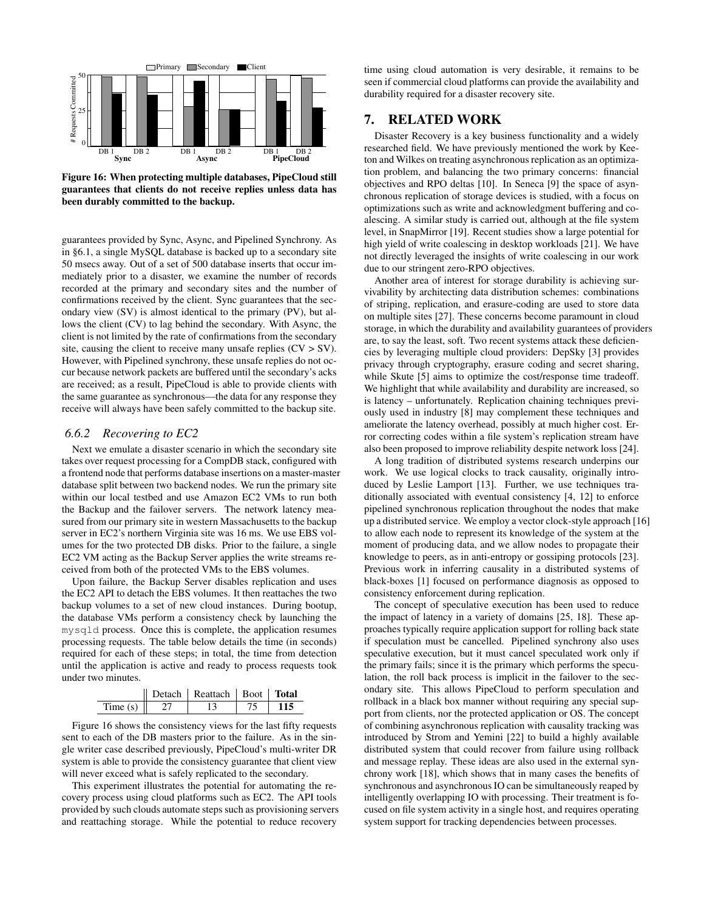Figure 16: When protecting multiple databases, PipeCloud still guarantees that clients do not receive replies unless data has been durably committed to the backup.

guarantees provided by Sync, Async, and Pipelined Synchrony. As in §6.1, a single MySQL database is backed up to a secondary site 50 msecs away. Out of a set of 500 database inserts that occur immediately prior to a disaster, we examine the number of records recorded at the primary and secondary sites and the number of confirmations received by the client. Sync guarantees that the secondary view (SV) is almost identical to the primary (PV), but allows the client (CV) to lag behind the secondary. With Async, the client is not limited by the rate of confirmations from the secondary site, causing the client to receive many unsafe replies (CV > SV). However, with Pipelined synchrony, these unsafe replies do not occur because network packets are buffered until the secondary's acks are received; as a result, PipeCloud is able to provide clients with the same guarantee as synchronous—the data for any response they receive will always have been safely committed to the backup site.

### 6.6.2 Recovering to EC2

Next we emulate a disaster scenario in which the secondary site takes over request processing for a CompDB stack, configured with a frontend node that performs database insertions on a master-master database split between two backend nodes. We run the primary site within our local testbed and use Amazon EC2 VMs to run both the Backup and the failover servers. The network latency measured from our primary site in western Massachusetts to the backup server in EC2's northern Virginia site was 16 ms. We use EBS volumes for the two protected DB disks. Prior to the failure, a single EC2 VM acting as the Backup Server applies the write streams received from both of the protected VMs to the EBS volumes.

Upon failure, the Backup Server disables replication and uses the EC2 API to detach the EBS volumes. It then reattaches the two backup volumes to a set of new cloud instances. During bootup, the database VMs perform a consistency check by launching the `mysqld` process. Once this is complete, the application resumes processing requests. The table below details the time (in seconds) required for each of these steps; in total, the time from detection until the application is active and ready to process requests took under two minutes.

| | Detach | Reattach | Boot | **Total** |
|---|---|---|---|---|
| Time (s) | 27 | 13 | 75 | **115** |

Figure 16 shows the consistency views for the last fifty requests sent to each of the DB masters prior to the failure. As in the single writer case described previously, PipeCloud's multi-writer DR system is able to provide the consistency guarantee that client view will never exceed what is safely replicated to the secondary.

This experiment illustrates the potential for automating the recovery process using cloud platforms such as EC2. The API tools provided by such clouds automate steps such as provisioning servers and reattaching storage. While the potential to reduce recovery time using cloud automation is very desirable, it remains to be seen if commercial cloud platforms can provide the availability and durability required for a disaster recovery site.

## 7. RELATED WORK

Disaster Recovery is a key business functionality and a widely researched field. We have previously mentioned the work by Keeton and Wilkes on treating asynchronous replication as an optimization problem, and balancing the two primary concerns: financial objectives and RPO deltas [10]. In Seneca [9] the space of asynchronous replication of storage devices is studied, with a focus on optimizations such as write and acknowledgment buffering and coalescing. A similar study is carried out, although at the file system level, in SnapMirror [19]. Recent studies show a large potential for high yield of write coalescing in desktop workloads [21]. We have not directly leveraged the insights of write coalescing in our work due to our stringent zero-RPO objectives.

Another area of interest for storage durability is achieving survivability by architecting data distribution schemes: combinations of striping, replication, and erasure-coding are used to store data on multiple sites [27]. These concerns become paramount in cloud storage, in which the durability and availability guarantees of providers are, to say the least, soft. Two recent systems attack these deficiencies by leveraging multiple cloud providers: DepSky [3] provides privacy through cryptography, erasure coding and secret sharing, while Skute [5] aims to optimize the cost/response time tradeoff. We highlight that while availability and durability are increased, so is latency – unfortunately. Replication chaining techniques previously used in industry [8] may complement these techniques and ameliorate the latency overhead, possibly at much higher cost. Error correcting codes within a file system's replication stream have also been proposed to improve reliability despite network loss [24].

A long tradition of distributed systems research underpins our work. We use logical clocks to track causality, originally introduced by Leslie Lamport [13]. Further, we use techniques traditionally associated with eventual consistency [4, 12] to enforce pipelined synchronous replication throughout the nodes that make up a distributed service. We employ a vector clock-style approach [16] to allow each node to represent its knowledge of the system at the moment of producing data, and we allow nodes to propagate their knowledge to peers, as in anti-entropy or gossiping protocols [23]. Previous work in inferring causality in a distributed systems of black-boxes [1] focused on performance diagnosis as opposed to consistency enforcement during replication.

The concept of speculative execution has been used to reduce the impact of latency in a variety of domains [25, 18]. These approaches typically require application support for rolling back state if speculation must be cancelled. Pipelined synchrony also uses speculative execution, but it must cancel speculated work only if the primary fails; since it is the primary which performs the speculation, the roll back process is implicit in the failover to the secondary site. This allows PipeCloud to perform speculation and rollback in a black box manner without requiring any special support from clients, nor the protected application or OS. The concept of combining asynchronous replication with causality tracking was introduced by Strom and Yemini [22] to build a highly available distributed system that could recover from failure using rollback and message replay. These ideas are also used in the external synchrony work [18], which shows that in many cases the benefits of synchronous and asynchronous IO can be simultaneously reaped by intelligently overlapping IO with processing. Their treatment is focused on file system activity in a single host, and requires operating system support for tracking dependencies between processes.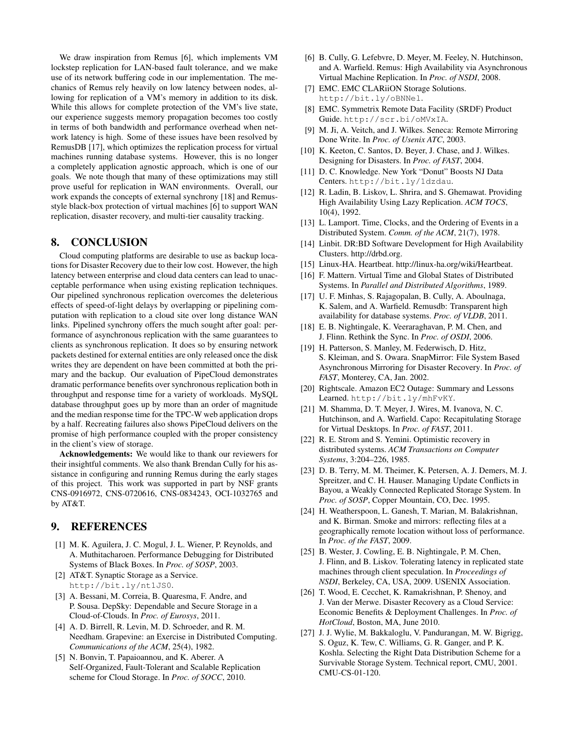We draw inspiration from Remus [6], which implements VM lockstep replication for LAN-based fault tolerance, and we make use of its network buffering code in our implementation. The mechanics of Remus rely heavily on low latency between nodes, allowing for replication of a VM's memory in addition to its disk. While this allows for complete protection of the VM's live state, our experience suggests memory propagation becomes too costly in terms of both bandwidth and performance overhead when network latency is high. Some of these issues have been resolved by RemusDB [17], which optimizes the replication process for virtual machines running database systems. However, this is no longer a completely application agnostic approach, which is one of our goals. We note though that many of these optimizations may still prove useful for replication in WAN environments. Overall, our work expands the concepts of external synchrony [18] and Remus-style black-box protection of virtual machines [6] to support WAN replication, disaster recovery, and multi-tier causality tracking.

## 8. CONCLUSION

Cloud computing platforms are desirable to use as backup locations for Disaster Recovery due to their low cost. However, the high latency between enterprise and cloud data centers can lead to unacceptable performance when using existing replication techniques. Our pipelined synchronous replication overcomes the deleterious effects of speed-of-light delays by overlapping or pipelining computation with replication to a cloud site over long distance WAN links. Pipelined synchrony offers the much sought after goal: performance of asynchronous replication with the same guarantees to clients as synchronous replication. It does so by ensuring network packets destined for external entities are only released once the disk writes they are dependent on have been committed at both the primary and the backup. Our evaluation of PipeCloud demonstrates dramatic performance benefits over synchronous replication both in throughput and response time for a variety of workloads. MySQL database throughput goes up by more than an order of magnitude and the median response time for the TPC-W web application drops by a half. Recreating failures also shows PipeCloud delivers on the promise of high performance coupled with the proper consistency in the client's view of storage.

**Acknowledgements:** We would like to thank our reviewers for their insightful comments. We also thank Brendan Cully for his assistance in configuring and running Remus during the early stages of this project. This work was supported in part by NSF grants CNS-0916972, CNS-0720616, CNS-0834243, OCI-1032765 and by AT&T.

## 9. REFERENCES

[1] M. K. Aguilera, J. C. Mogul, J. L. Wiener, P. Reynolds, and A. Muthitacharoen. Performance Debugging for Distributed Systems of Black Boxes. In *Proc. of SOSP*, 2003.

[2] AT&T. Synaptic Storage as a Service. http://bit.ly/nt1JS0.

[3] A. Bessani, M. Correia, B. Quaresma, F. Andre, and P. Sousa. DepSky: Dependable and Secure Storage in a Cloud-of-Clouds. In *Proc. of Eurosys*, 2011.

[4] A. D. Birrell, R. Levin, M. D. Schroeder, and R. M. Needham. Grapevine: an Exercise in Distributed Computing. *Communications of the ACM*, 25(4), 1982.

[5] N. Bonvin, T. Papaioannou, and K. Aberer. A Self-Organized, Fault-Tolerant and Scalable Replication scheme for Cloud Storage. In *Proc. of SOCC*, 2010.

[6] B. Cully, G. Lefebvre, D. Meyer, M. Feeley, N. Hutchinson, and A. Warfield. Remus: High Availability via Asynchronous Virtual Machine Replication. In *Proc. of NSDI*, 2008.

[7] EMC. EMC CLARiiON Storage Solutions. http://bit.ly/oBNNel.

[8] EMC. Symmetrix Remote Data Facility (SRDF) Product Guide. http://scr.bi/oMVxIA.

[9] M. Ji, A. Veitch, and J. Wilkes. Seneca: Remote Mirroring Done Write. In *Proc. of Usenix ATC*, 2003.

[10] K. Keeton, C. Santos, D. Beyer, J. Chase, and J. Wilkes. Designing for Disasters. In *Proc. of FAST*, 2004.

[11] D. C. Knowledge. New York "Donut" Boosts NJ Data Centers. http://bit.ly/1dzdau.

[12] R. Ladin, B. Liskov, L. Shrira, and S. Ghemawat. Providing High Availability Using Lazy Replication. *ACM TOCS*, 10(4), 1992.

[13] L. Lamport. Time, Clocks, and the Ordering of Events in a Distributed System. *Comm. of the ACM*, 21(7), 1978.

[14] Linbit. DR:BD Software Development for High Availability Clusters. http://drbd.org.

[15] Linux-HA. Heartbeat. http://linux-ha.org/wiki/Heartbeat.

[16] F. Mattern. Virtual Time and Global States of Distributed Systems. In *Parallel and Distributed Algorithms*, 1989.

[17] U. F. Minhas, S. Rajagopalan, B. Cully, A. Aboulnaga, K. Salem, and A. Warfield. Remusdb: Transparent high availability for database systems. *Proc. of VLDB*, 2011.

[18] E. B. Nightingale, K. Veeraraghavan, P. M. Chen, and J. Flinn. Rethink the Sync. In *Proc. of OSDI*, 2006.

[19] H. Patterson, S. Manley, M. Federwisch, D. Hitz, S. Kleiman, and S. Owara. SnapMirror: File System Based Asynchronous Mirroring for Disaster Recovery. In *Proc. of FAST*, Monterey, CA, Jan. 2002.

[20] Rightscale. Amazon EC2 Outage: Summary and Lessons Learned. http://bit.ly/mhFvKY.

[21] M. Shamma, D. T. Meyer, J. Wires, M. Ivanova, N. C. Hutchinson, and A. Warfield. Capo: Recapitulating Storage for Virtual Desktops. In *Proc. of FAST*, 2011.

[22] R. E. Strom and S. Yemini. Optimistic recovery in distributed systems. *ACM Transactions on Computer Systems*, 3:204–226, 1985.

[23] D. B. Terry, M. M. Theimer, K. Petersen, A. J. Demers, M. J. Spreitzer, and C. H. Hauser. Managing Update Conflicts in Bayou, a Weakly Connected Replicated Storage System. In *Proc. of SOSP*, Copper Mountain, CO, Dec. 1995.

[24] H. Weatherspoon, L. Ganesh, T. Marian, M. Balakrishnan, and K. Birman. Smoke and mirrors: reflecting files at a geographically remote location without loss of performance. In *Proc. of the FAST*, 2009.

[25] B. Wester, J. Cowling, E. B. Nightingale, P. M. Chen, J. Flinn, and B. Liskov. Tolerating latency in replicated state machines through client speculation. In *Proceedings of NSDI*, Berkeley, CA, USA, 2009. USENIX Association.

[26] T. Wood, E. Cecchet, K. Ramakrishnan, P. Shenoy, and J. Van der Merwe. Disaster Recovery as a Cloud Service: Economic Benefits & Deployment Challenges. In *Proc. of HotCloud*, Boston, MA, June 2010.

[27] J. J. Wylie, M. Bakkaloglu, V. Pandurangan, M. W. Bigrigg, S. Oguz, K. Tew, C. Williams, G. R. Ganger, and P. K. Koshla. Selecting the Right Data Distribution Scheme for a Survivable Storage System. Technical report, CMU, 2001. CMU-CS-01-120.